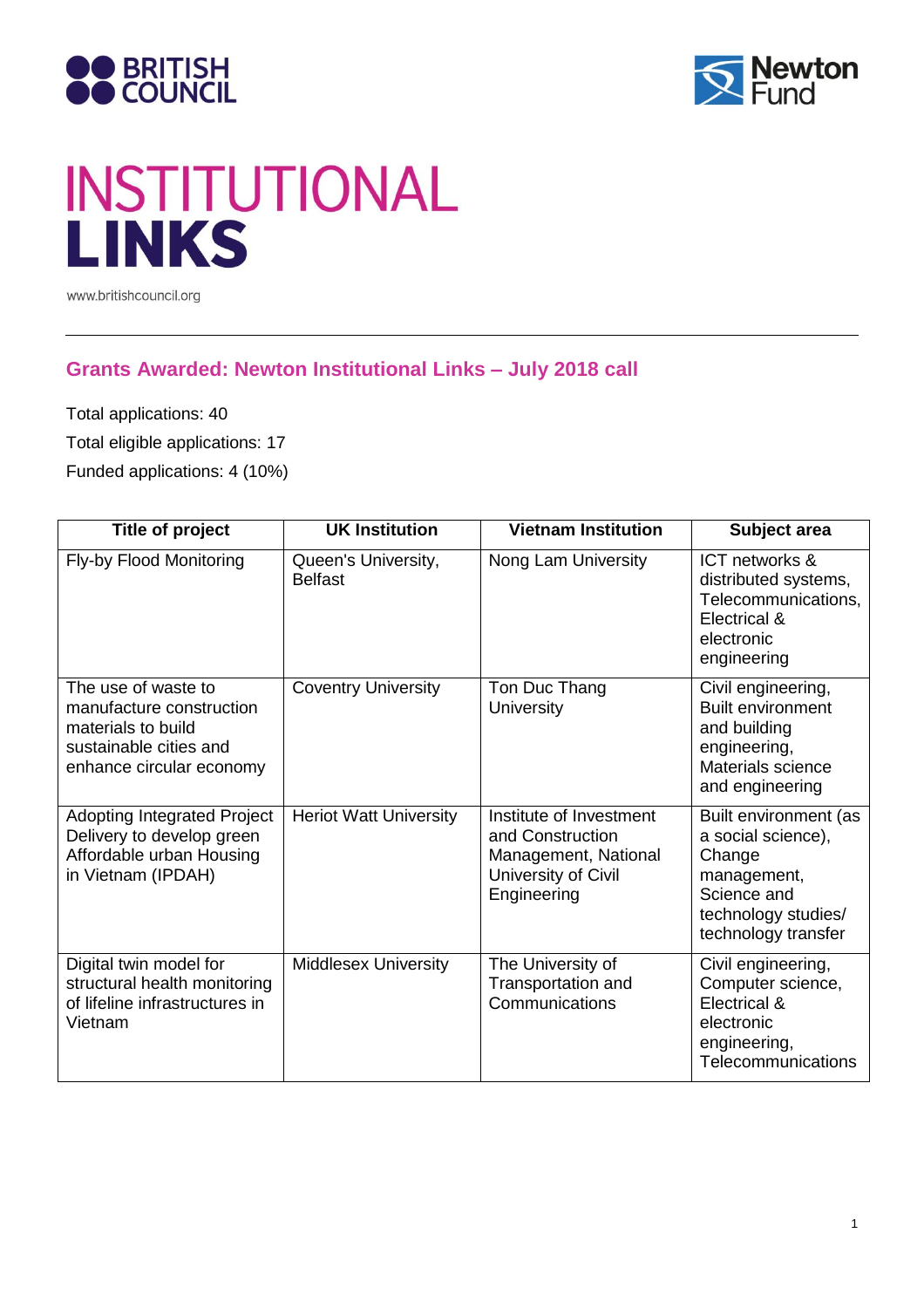BRITISH COUNCIL

Newton Fund

# INSTITUTIONAL LINKS

www.britishcouncil.org

## Grants Awarded: Newton Institutional Links – July 2018 call

Total applications: 40

Total eligible applications: 17

Funded applications: 4 (10%)

| Title of project | UK Institution | Vietnam Institution | Subject area |
|---|---|---|---|
| Fly-by Flood Monitoring | Queen's University, Belfast | Nong Lam University | ICT networks & distributed systems, Telecommunications, Electrical & electronic engineering |
| The use of waste to manufacture construction materials to build sustainable cities and enhance circular economy | Coventry University | Ton Duc Thang University | Civil engineering, Built environment and building engineering, Materials science and engineering |
| Adopting Integrated Project Delivery to develop green Affordable urban Housing in Vietnam (IPDAH) | Heriot Watt University | Institute of Investment and Construction Management, National University of Civil Engineering | Built environment (as a social science), Change management, Science and technology studies/ technology transfer |
| Digital twin model for structural health monitoring of lifeline infrastructures in Vietnam | Middlesex University | The University of Transportation and Communications | Civil engineering, Computer science, Electrical & electronic engineering, Telecommunications |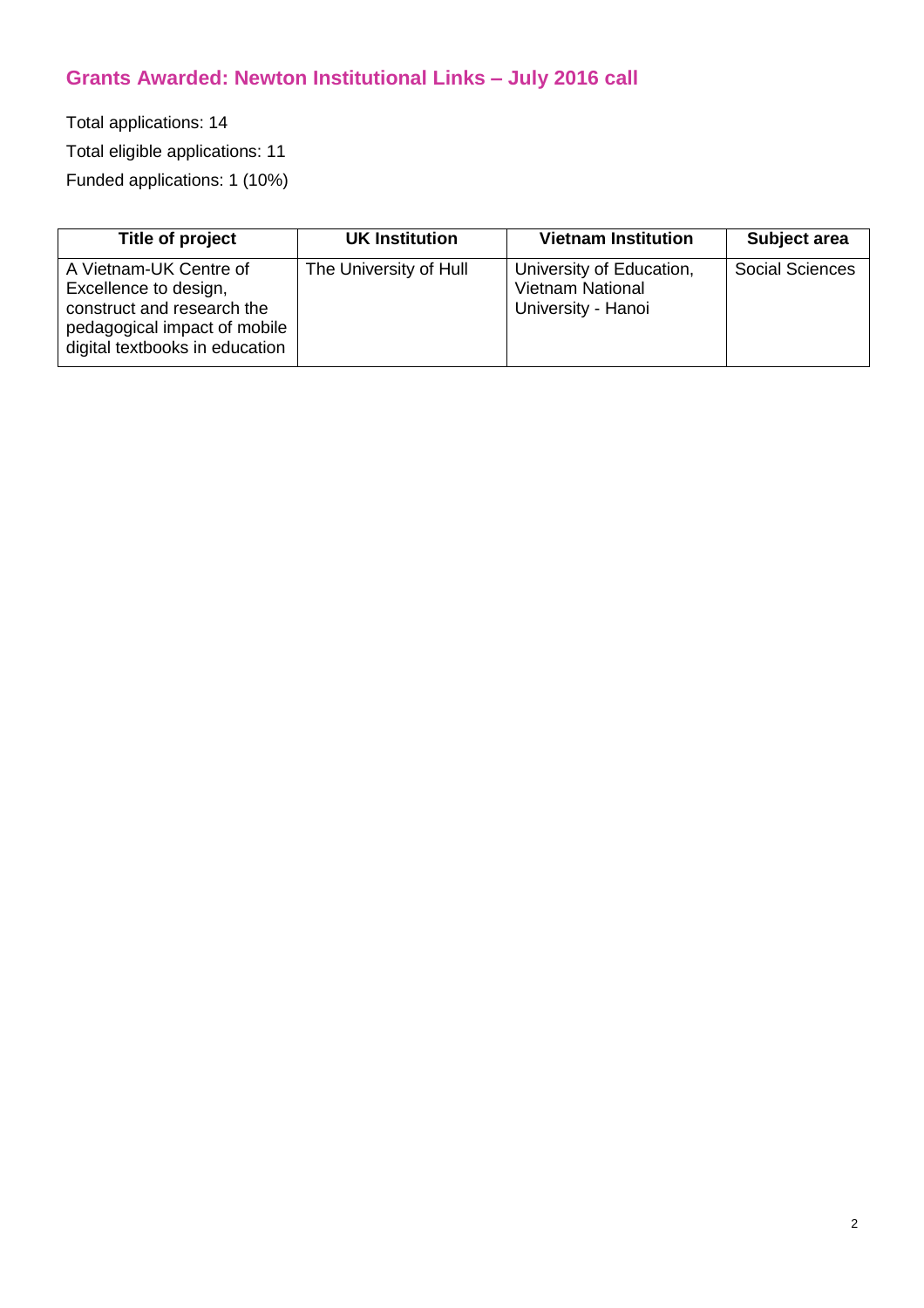## Grants Awarded: Newton Institutional Links – July 2016 call

Total applications: 14

Total eligible applications: 11

Funded applications: 1 (10%)

| Title of project | UK Institution | Vietnam Institution | Subject area |
|---|---|---|---|
| A Vietnam-UK Centre of Excellence to design, construct and research the pedagogical impact of mobile digital textbooks in education | The University of Hull | University of Education, Vietnam National University - Hanoi | Social Sciences |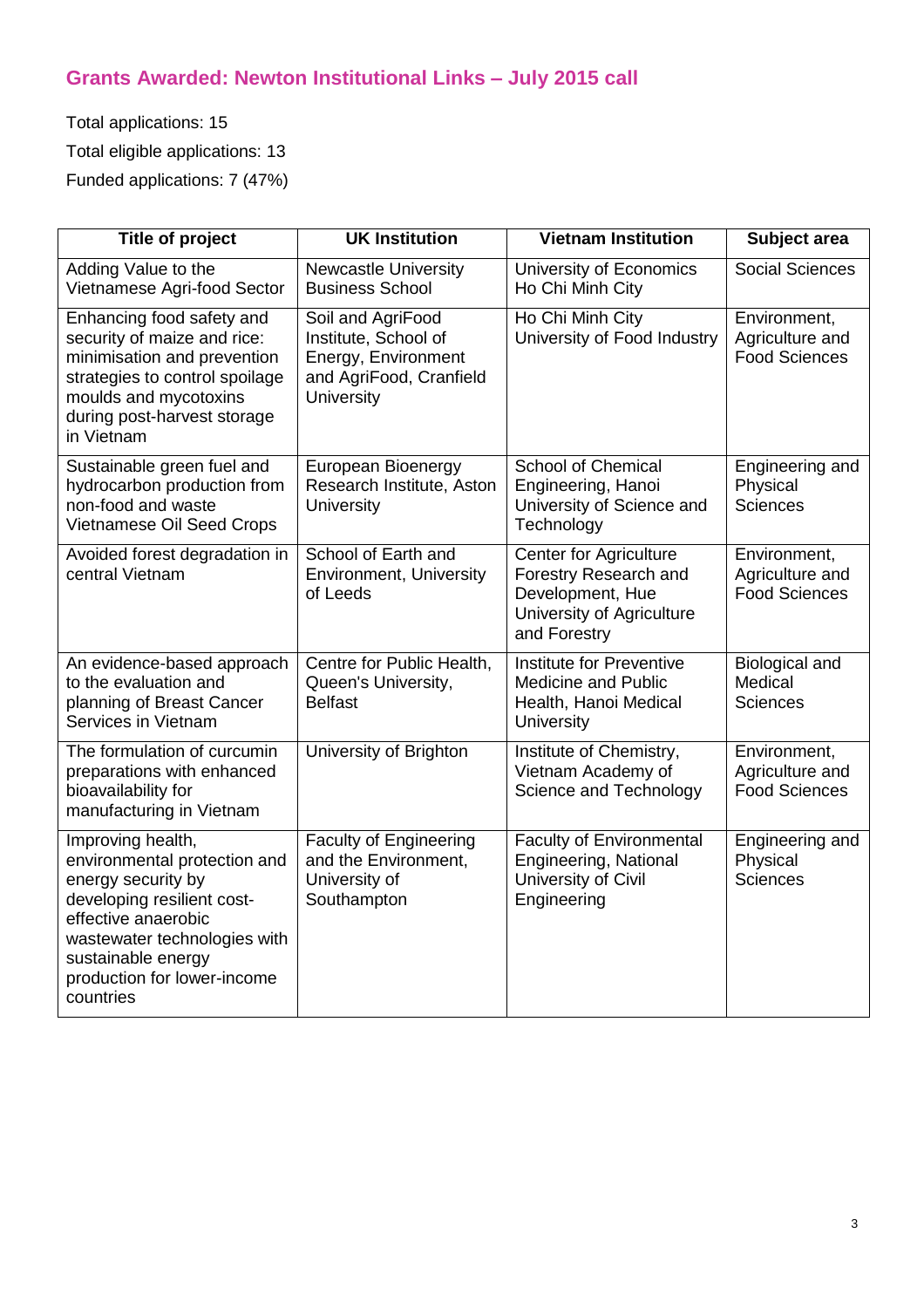## Grants Awarded: Newton Institutional Links – July 2015 call

Total applications: 15

Total eligible applications: 13

Funded applications: 7 (47%)

| Title of project | UK Institution | Vietnam Institution | Subject area |
|---|---|---|---|
| Adding Value to the Vietnamese Agri-food Sector | Newcastle University Business School | University of Economics Ho Chi Minh City | Social Sciences |
| Enhancing food safety and security of maize and rice: minimisation and prevention strategies to control spoilage moulds and mycotoxins during post-harvest storage in Vietnam | Soil and AgriFood Institute, School of Energy, Environment and AgriFood, Cranfield University | Ho Chi Minh City University of Food Industry | Environment, Agriculture and Food Sciences |
| Sustainable green fuel and hydrocarbon production from non-food and waste Vietnamese Oil Seed Crops | European Bioenergy Research Institute, Aston University | School of Chemical Engineering, Hanoi University of Science and Technology | Engineering and Physical Sciences |
| Avoided forest degradation in central Vietnam | School of Earth and Environment, University of Leeds | Center for Agriculture Forestry Research and Development, Hue University of Agriculture and Forestry | Environment, Agriculture and Food Sciences |
| An evidence-based approach to the evaluation and planning of Breast Cancer Services in Vietnam | Centre for Public Health, Queen's University, Belfast | Institute for Preventive Medicine and Public Health, Hanoi Medical University | Biological and Medical Sciences |
| The formulation of curcumin preparations with enhanced bioavailability for manufacturing in Vietnam | University of Brighton | Institute of Chemistry, Vietnam Academy of Science and Technology | Environment, Agriculture and Food Sciences |
| Improving health, environmental protection and energy security by developing resilient cost-effective anaerobic wastewater technologies with sustainable energy production for lower-income countries | Faculty of Engineering and the Environment, University of Southampton | Faculty of Environmental Engineering, National University of Civil Engineering | Engineering and Physical Sciences |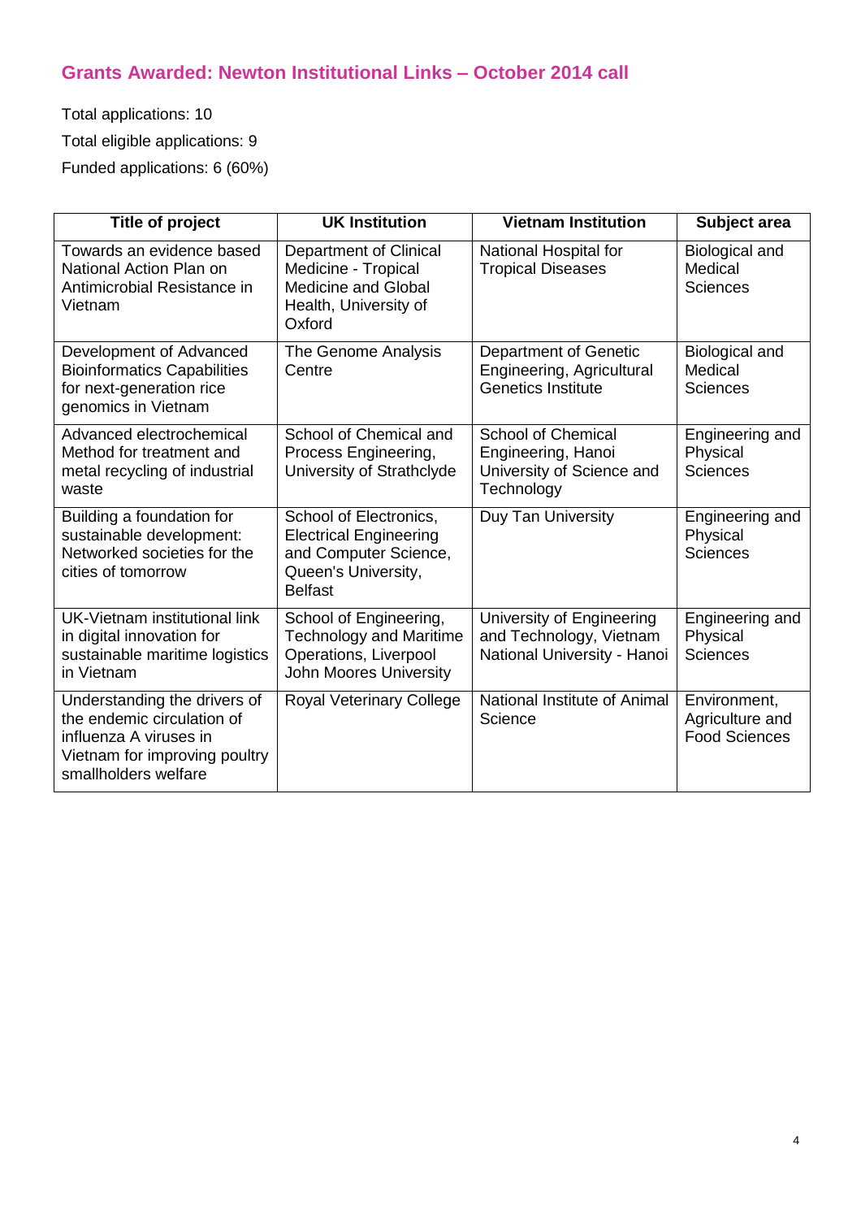## Grants Awarded: Newton Institutional Links – October 2014 call

Total applications: 10

Total eligible applications: 9

Funded applications: 6 (60%)

| Title of project | UK Institution | Vietnam Institution | Subject area |
|---|---|---|---|
| Towards an evidence based National Action Plan on Antimicrobial Resistance in Vietnam | Department of Clinical Medicine - Tropical Medicine and Global Health, University of Oxford | National Hospital for Tropical Diseases | Biological and Medical Sciences |
| Development of Advanced Bioinformatics Capabilities for next-generation rice genomics in Vietnam | The Genome Analysis Centre | Department of Genetic Engineering, Agricultural Genetics Institute | Biological and Medical Sciences |
| Advanced electrochemical Method for treatment and metal recycling of industrial waste | School of Chemical and Process Engineering, University of Strathclyde | School of Chemical Engineering, Hanoi University of Science and Technology | Engineering and Physical Sciences |
| Building a foundation for sustainable development: Networked societies for the cities of tomorrow | School of Electronics, Electrical Engineering and Computer Science, Queen's University, Belfast | Duy Tan University | Engineering and Physical Sciences |
| UK-Vietnam institutional link in digital innovation for sustainable maritime logistics in Vietnam | School of Engineering, Technology and Maritime Operations, Liverpool John Moores University | University of Engineering and Technology, Vietnam National University - Hanoi | Engineering and Physical Sciences |
| Understanding the drivers of the endemic circulation of influenza A viruses in Vietnam for improving poultry smallholders welfare | Royal Veterinary College | National Institute of Animal Science | Environment, Agriculture and Food Sciences |